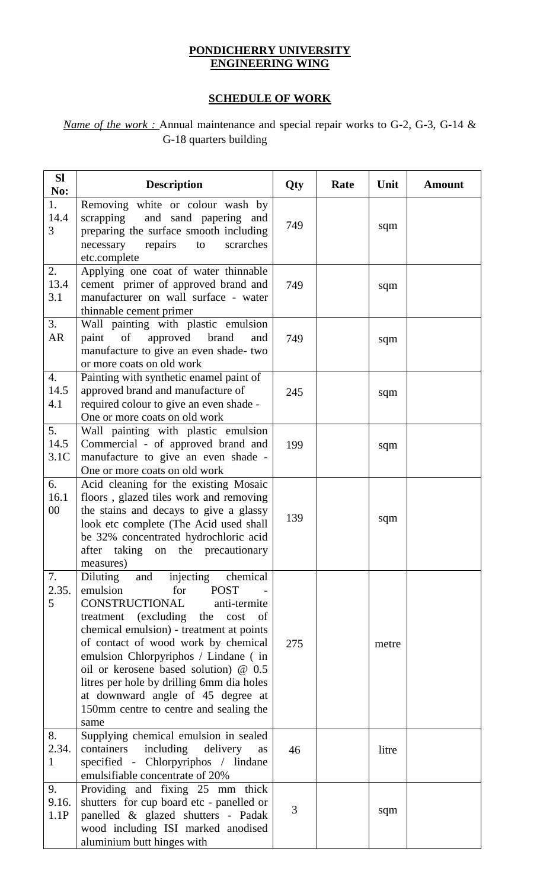**PONDICHERRY UNIVERSITY**
**ENGINEERING WING**

**SCHEDULE OF WORK**

*Name of the work :* Annual maintenance and special repair works to G-2, G-3, G-14 & G-18 quarters building

| Sl No: | Description | Qty | Rate | Unit | Amount |
|---|---|---|---|---|---|
| 1. 14.43 | Removing white or colour wash by scrapping and sand papering and preparing the surface smooth including necessary repairs to scrarches etc.complete | 749 | | sqm | |
| 2. 13.43.1 | Applying one coat of water thinnable cement primer of approved brand and manufacturer on wall surface - water thinnable cement primer | 749 | | sqm | |
| 3. AR | Wall painting with plastic emulsion paint of approved brand and manufacture to give an even shade- two or more coats on old work | 749 | | sqm | |
| 4. 14.54.1 | Painting with synthetic enamel paint of approved brand and manufacture of required colour to give an even shade - One or more coats on old work | 245 | | sqm | |
| 5. 14.53.1C | Wall painting with plastic emulsion Commercial - of approved brand and manufacture to give an even shade - One or more coats on old work | 199 | | sqm | |
| 6. 16.100 | Acid cleaning for the existing Mosaic floors , glazed tiles work and removing the stains and decays to give a glassy look etc complete (The Acid used shall be 32% concentrated hydrochloric acid after taking on the precautionary measures) | 139 | | sqm | |
| 7. 2.35.5 | Diluting and injecting chemical emulsion for POST - CONSTRUCTIONAL anti-termite treatment (excluding the cost of chemical emulsion) - treatment at points of contact of wood work by chemical emulsion Chlorpyriphos / Lindane ( in oil or kerosene based solution) @ 0.5 litres per hole by drilling 6mm dia holes at downward angle of 45 degree at 150mm centre to centre and sealing the same | 275 | | metre | |
| 8. 2.34.1 | Supplying chemical emulsion in sealed containers including delivery as specified - Chlorpyriphos / lindane emulsifiable concentrate of 20% | 46 | | litre | |
| 9. 9.16.1.1P | Providing and fixing 25 mm thick shutters for cup board etc - panelled or panelled & glazed shutters - Padak wood including ISI marked anodised aluminium butt hinges with | 3 | | sqm | |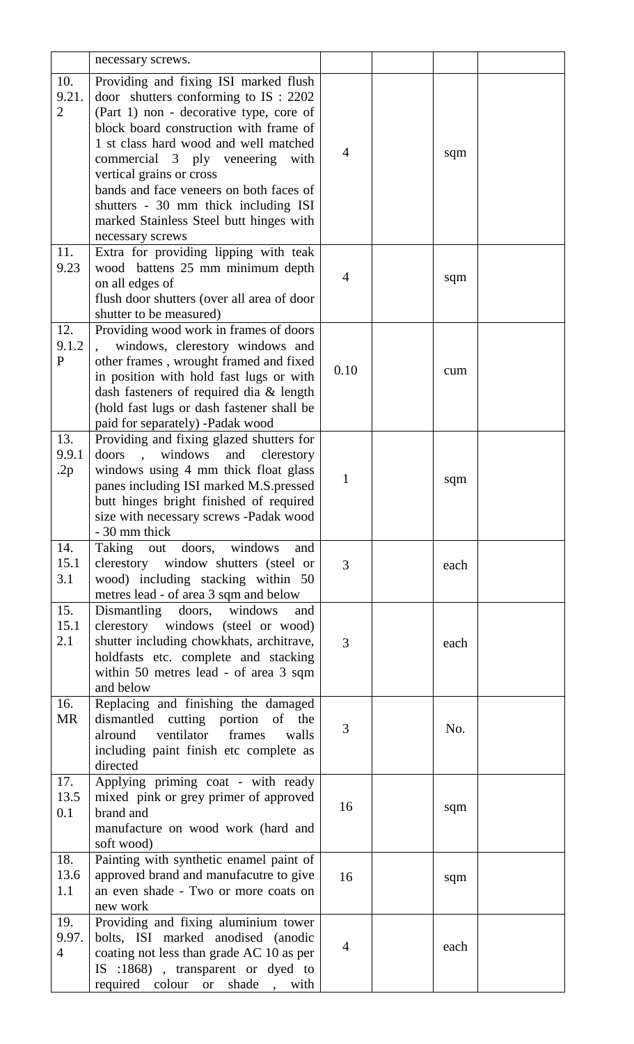|  |  |  |  |  |  |
|---|---|---|---|---|---|
|  | necessary screws. |  |  |  |  |
| 10. 9.21. 2 | Providing and fixing ISI marked flush door shutters conforming to IS : 2202 (Part 1) non - decorative type, core of block board construction with frame of 1 st class hard wood and well matched commercial 3 ply veneering with vertical grains or cross bands and face veneers on both faces of shutters - 30 mm thick including ISI marked Stainless Steel butt hinges with necessary screws | 4 |  | sqm |  |
| 11. 9.23 | Extra for providing lipping with teak wood battens 25 mm minimum depth on all edges of flush door shutters (over all area of door shutter to be measured) | 4 |  | sqm |  |
| 12. 9.1.2 P | Providing wood work in frames of doors , windows, clerestory windows and other frames , wrought framed and fixed in position with hold fast lugs or with dash fasteners of required dia & length (hold fast lugs or dash fastener shall be paid for separately) -Padak wood | 0.10 |  | cum |  |
| 13. 9.9.1 .2p | Providing and fixing glazed shutters for doors , windows and clerestory windows using 4 mm thick float glass panes including ISI marked M.S.pressed butt hinges bright finished of required size with necessary screws -Padak wood - 30 mm thick | 1 |  | sqm |  |
| 14. 15.1 3.1 | Taking out doors, windows and clerestory window shutters (steel or wood) including stacking within 50 metres lead - of area 3 sqm and below | 3 |  | each |  |
| 15. 15.1 2.1 | Dismantling doors, windows and clerestory windows (steel or wood) shutter including chowkhats, architrave, holdfasts etc. complete and stacking within 50 metres lead - of area 3 sqm and below | 3 |  | each |  |
| 16. MR | Replacing and finishing the damaged dismantled cutting portion of the alround ventilator frames walls including paint finish etc complete as directed | 3 |  | No. |  |
| 17. 13.5 0.1 | Applying priming coat - with ready mixed pink or grey primer of approved brand and manufacture on wood work (hard and soft wood) | 16 |  | sqm |  |
| 18. 13.6 1.1 | Painting with synthetic enamel paint of approved brand and manufacutre to give an even shade - Two or more coats on new work | 16 |  | sqm |  |
| 19. 9.97. 4 | Providing and fixing aluminium tower bolts, ISI marked anodised (anodic coating not less than grade AC 10 as per IS :1868) , transparent or dyed to required colour or shade , with | 4 |  | each |  |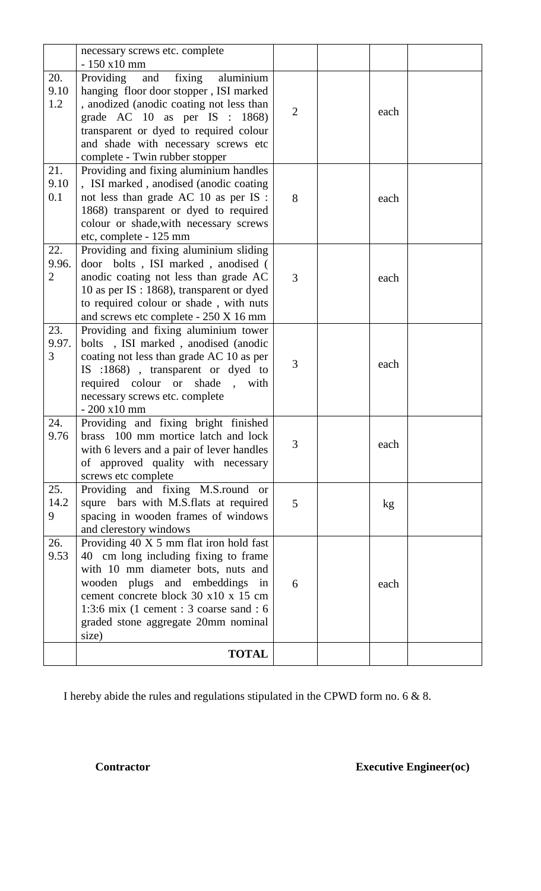| | | | | | |
|---|---|---|---|---|---|
| | necessary screws etc. complete - 150 x10 mm | | | | |
| 20. 9.10 1.2 | Providing and fixing aluminium hanging floor door stopper , ISI marked , anodized (anodic coating not less than grade AC 10 as per IS : 1868) transparent or dyed to required colour and shade with necessary screws etc complete - Twin rubber stopper | 2 | | each | |
| 21. 9.10 0.1 | Providing and fixing aluminium handles , ISI marked , anodised (anodic coating not less than grade AC 10 as per IS : 1868) transparent or dyed to required colour or shade,with necessary screws etc, complete - 125 mm | 8 | | each | |
| 22. 9.96. 2 | Providing and fixing aluminium sliding door bolts , ISI marked , anodised ( anodic coating not less than grade AC 10 as per IS : 1868), transparent or dyed to required colour or shade , with nuts and screws etc complete - 250 X 16 mm | 3 | | each | |
| 23. 9.97. 3 | Providing and fixing aluminium tower bolts , ISI marked , anodised (anodic coating not less than grade AC 10 as per IS :1868) , transparent or dyed to required colour or shade , with necessary screws etc. complete - 200 x10 mm | 3 | | each | |
| 24. 9.76 | Providing and fixing bright finished brass 100 mm mortice latch and lock with 6 levers and a pair of lever handles of approved quality with necessary screws etc complete | 3 | | each | |
| 25. 14.2 9 | Providing and fixing M.S.round or squre bars with M.S.flats at required spacing in wooden frames of windows and clerestory windows | 5 | | kg | |
| 26. 9.53 | Providing 40 X 5 mm flat iron hold fast 40 cm long including fixing to frame with 10 mm diameter bots, nuts and wooden plugs and embeddings in cement concrete block 30 x10 x 15 cm 1:3:6 mix (1 cement : 3 coarse sand : 6 graded stone aggregate 20mm nominal size) | 6 | | each | |
| | **TOTAL** | | | | |

I hereby abide the rules and regulations stipulated in the CPWD form no. 6 & 8.

**Contractor** **Executive Engineer(oc)**